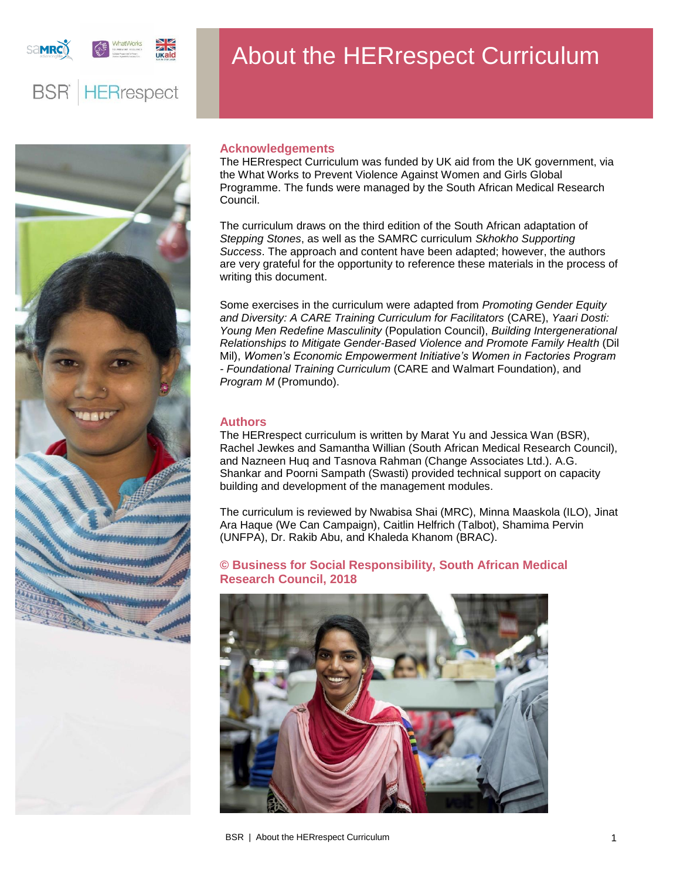# About the HERrespect Curriculum

## Acknowledgements

The HERrespect Curriculum was funded by UK aid from the UK government, via the What Works to Prevent Violence Against Women and Girls Global Programme. The funds were managed by the South African Medical Research Council.

The curriculum draws on the third edition of the South African adaptation of *Stepping Stones*, as well as the SAMRC curriculum *Skhokho Supporting Success*. The approach and content have been adapted; however, the authors are very grateful for the opportunity to reference these materials in the process of writing this document.

Some exercises in the curriculum were adapted from *Promoting Gender Equity and Diversity: A CARE Training Curriculum for Facilitators* (CARE), *Yaari Dosti: Young Men Redefine Masculinity* (Population Council), *Building Intergenerational Relationships to Mitigate Gender-Based Violence and Promote Family Health* (Dil Mil), *Women's Economic Empowerment Initiative's Women in Factories Program - Foundational Training Curriculum* (CARE and Walmart Foundation), and *Program M* (Promundo).

## Authors

The HERrespect curriculum is written by Marat Yu and Jessica Wan (BSR), Rachel Jewkes and Samantha Willian (South African Medical Research Council), and Nazneen Huq and Tasnova Rahman (Change Associates Ltd.). A.G. Shankar and Poorni Sampath (Swasti) provided technical support on capacity building and development of the management modules.

The curriculum is reviewed by Nwabisa Shai (MRC), Minna Maaskola (ILO), Jinat Ara Haque (We Can Campaign), Caitlin Helfrich (Talbot), Shamima Pervin (UNFPA), Dr. Rakib Abu, and Khaleda Khanom (BRAC).

**© Business for Social Responsibility, South African Medical Research Council, 2018**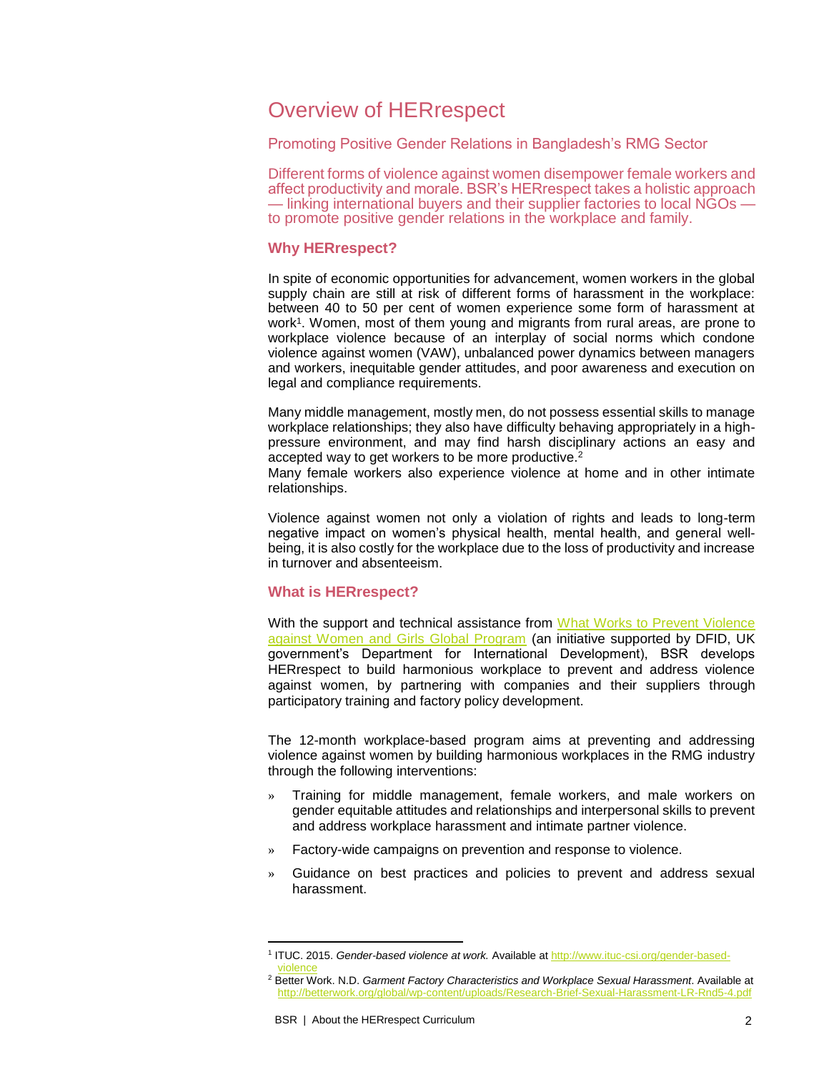# Overview of HERrespect

Promoting Positive Gender Relations in Bangladesh's RMG Sector

Different forms of violence against women disempower female workers and affect productivity and morale. BSR's HERrespect takes a holistic approach — linking international buyers and their supplier factories to local NGOs — to promote positive gender relations in the workplace and family.

### Why HERrespect?

In spite of economic opportunities for advancement, women workers in the global supply chain are still at risk of different forms of harassment in the workplace: between 40 to 50 per cent of women experience some form of harassment at work[1]. Women, most of them young and migrants from rural areas, are prone to workplace violence because of an interplay of social norms which condone violence against women (VAW), unbalanced power dynamics between managers and workers, inequitable gender attitudes, and poor awareness and execution on legal and compliance requirements.

Many middle management, mostly men, do not possess essential skills to manage workplace relationships; they also have difficulty behaving appropriately in a high-pressure environment, and may find harsh disciplinary actions an easy and accepted way to get workers to be more productive.[2]
Many female workers also experience violence at home and in other intimate relationships.

Violence against women not only a violation of rights and leads to long-term negative impact on women's physical health, mental health, and general well-being, it is also costly for the workplace due to the loss of productivity and increase in turnover and absenteeism.

### What is HERrespect?

With the support and technical assistance from What Works to Prevent Violence against Women and Girls Global Program (an initiative supported by DFID, UK government's Department for International Development), BSR develops HERrespect to build harmonious workplace to prevent and address violence against women, by partnering with companies and their suppliers through participatory training and factory policy development.

The 12-month workplace-based program aims at preventing and addressing violence against women by building harmonious workplaces in the RMG industry through the following interventions:

- Training for middle management, female workers, and male workers on gender equitable attitudes and relationships and interpersonal skills to prevent and address workplace harassment and intimate partner violence.
- Factory-wide campaigns on prevention and response to violence.
- Guidance on best practices and policies to prevent and address sexual harassment.

---

[1] ITUC. 2015. *Gender-based violence at work.* Available at http://www.ituc-csi.org/gender-based-violence

[2] Better Work. N.D. *Garment Factory Characteristics and Workplace Sexual Harassment*. Available at http://betterwork.org/global/wp-content/uploads/Research-Brief-Sexual-Harassment-LR-Rnd5-4.pdf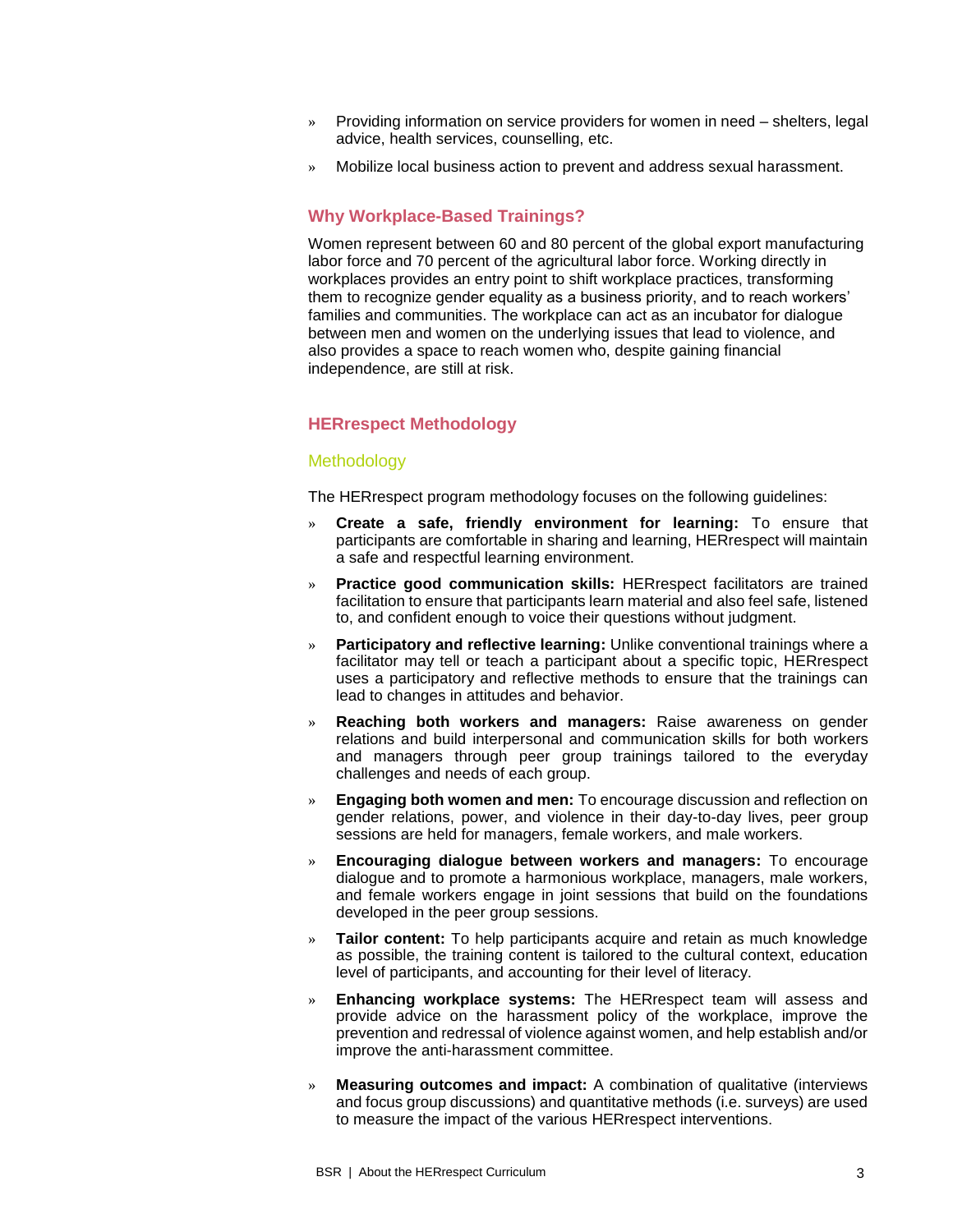- Providing information on service providers for women in need – shelters, legal advice, health services, counselling, etc.
- Mobilize local business action to prevent and address sexual harassment.

## Why Workplace-Based Trainings?

Women represent between 60 and 80 percent of the global export manufacturing labor force and 70 percent of the agricultural labor force. Working directly in workplaces provides an entry point to shift workplace practices, transforming them to recognize gender equality as a business priority, and to reach workers' families and communities. The workplace can act as an incubator for dialogue between men and women on the underlying issues that lead to violence, and also provides a space to reach women who, despite gaining financial independence, are still at risk.

## HERrespect Methodology

### Methodology

The HERrespect program methodology focuses on the following guidelines:

- **Create a safe, friendly environment for learning:** To ensure that participants are comfortable in sharing and learning, HERrespect will maintain a safe and respectful learning environment.
- **Practice good communication skills:** HERrespect facilitators are trained facilitation to ensure that participants learn material and also feel safe, listened to, and confident enough to voice their questions without judgment.
- **Participatory and reflective learning:** Unlike conventional trainings where a facilitator may tell or teach a participant about a specific topic, HERrespect uses a participatory and reflective methods to ensure that the trainings can lead to changes in attitudes and behavior.
- **Reaching both workers and managers:** Raise awareness on gender relations and build interpersonal and communication skills for both workers and managers through peer group trainings tailored to the everyday challenges and needs of each group.
- **Engaging both women and men:** To encourage discussion and reflection on gender relations, power, and violence in their day-to-day lives, peer group sessions are held for managers, female workers, and male workers.
- **Encouraging dialogue between workers and managers:** To encourage dialogue and to promote a harmonious workplace, managers, male workers, and female workers engage in joint sessions that build on the foundations developed in the peer group sessions.
- **Tailor content:** To help participants acquire and retain as much knowledge as possible, the training content is tailored to the cultural context, education level of participants, and accounting for their level of literacy.
- **Enhancing workplace systems:** The HERrespect team will assess and provide advice on the harassment policy of the workplace, improve the prevention and redressal of violence against women, and help establish and/or improve the anti-harassment committee.
- **Measuring outcomes and impact:** A combination of qualitative (interviews and focus group discussions) and quantitative methods (i.e. surveys) are used to measure the impact of the various HERrespect interventions.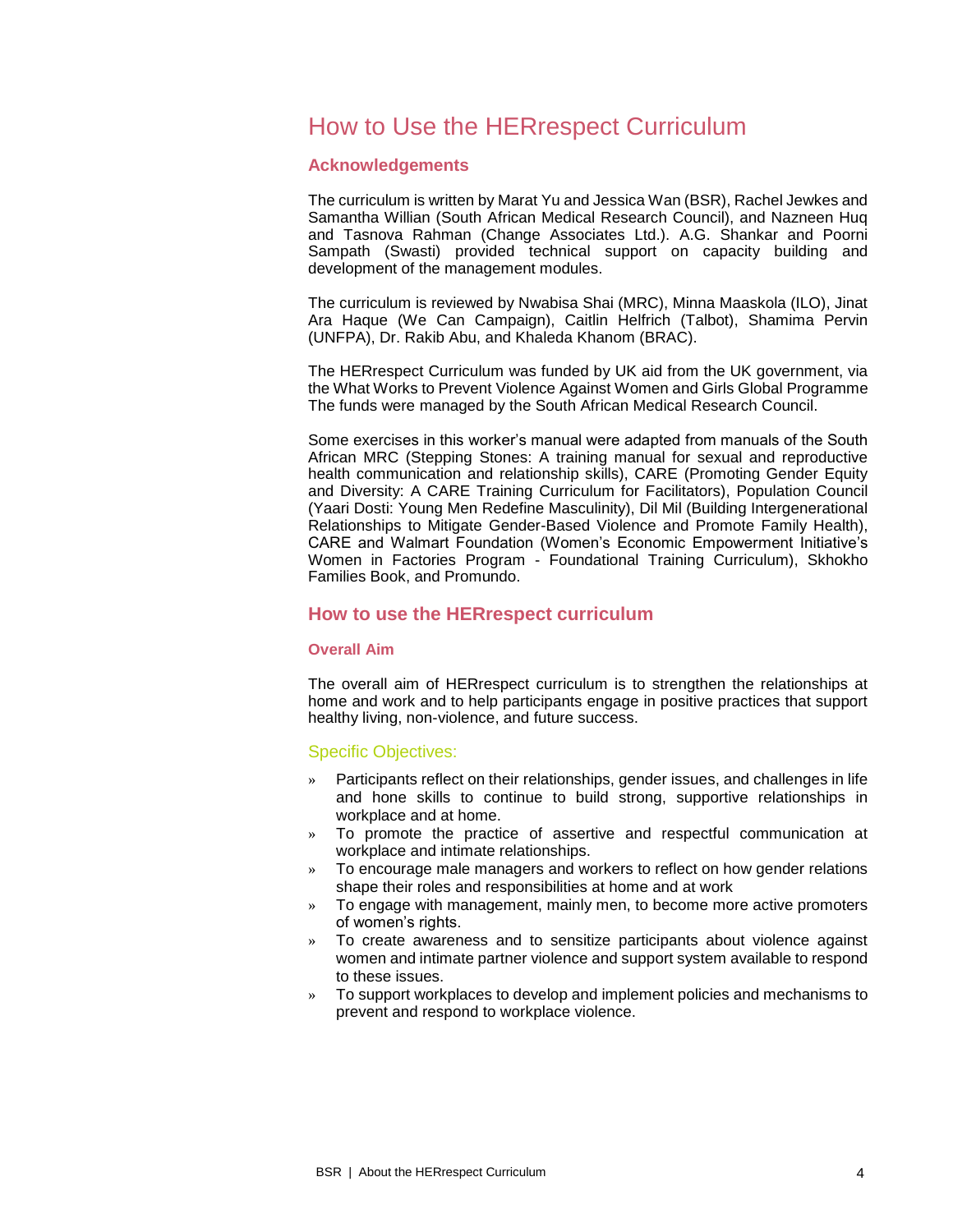# How to Use the HERrespect Curriculum

## Acknowledgements

The curriculum is written by Marat Yu and Jessica Wan (BSR), Rachel Jewkes and Samantha Willian (South African Medical Research Council), and Nazneen Huq and Tasnova Rahman (Change Associates Ltd.). A.G. Shankar and Poorni Sampath (Swasti) provided technical support on capacity building and development of the management modules.

The curriculum is reviewed by Nwabisa Shai (MRC), Minna Maaskola (ILO), Jinat Ara Haque (We Can Campaign), Caitlin Helfrich (Talbot), Shamima Pervin (UNFPA), Dr. Rakib Abu, and Khaleda Khanom (BRAC).

The HERrespect Curriculum was funded by UK aid from the UK government, via the What Works to Prevent Violence Against Women and Girls Global Programme The funds were managed by the South African Medical Research Council.

Some exercises in this worker's manual were adapted from manuals of the South African MRC (Stepping Stones: A training manual for sexual and reproductive health communication and relationship skills), CARE (Promoting Gender Equity and Diversity: A CARE Training Curriculum for Facilitators), Population Council (Yaari Dosti: Young Men Redefine Masculinity), Dil Mil (Building Intergenerational Relationships to Mitigate Gender-Based Violence and Promote Family Health), CARE and Walmart Foundation (Women's Economic Empowerment Initiative's Women in Factories Program - Foundational Training Curriculum), Skhokho Families Book, and Promundo.

## How to use the HERrespect curriculum

### Overall Aim

The overall aim of HERrespect curriculum is to strengthen the relationships at home and work and to help participants engage in positive practices that support healthy living, non-violence, and future success.

### Specific Objectives:

- Participants reflect on their relationships, gender issues, and challenges in life and hone skills to continue to build strong, supportive relationships in workplace and at home.
- To promote the practice of assertive and respectful communication at workplace and intimate relationships.
- To encourage male managers and workers to reflect on how gender relations shape their roles and responsibilities at home and at work
- To engage with management, mainly men, to become more active promoters of women's rights.
- To create awareness and to sensitize participants about violence against women and intimate partner violence and support system available to respond to these issues.
- To support workplaces to develop and implement policies and mechanisms to prevent and respond to workplace violence.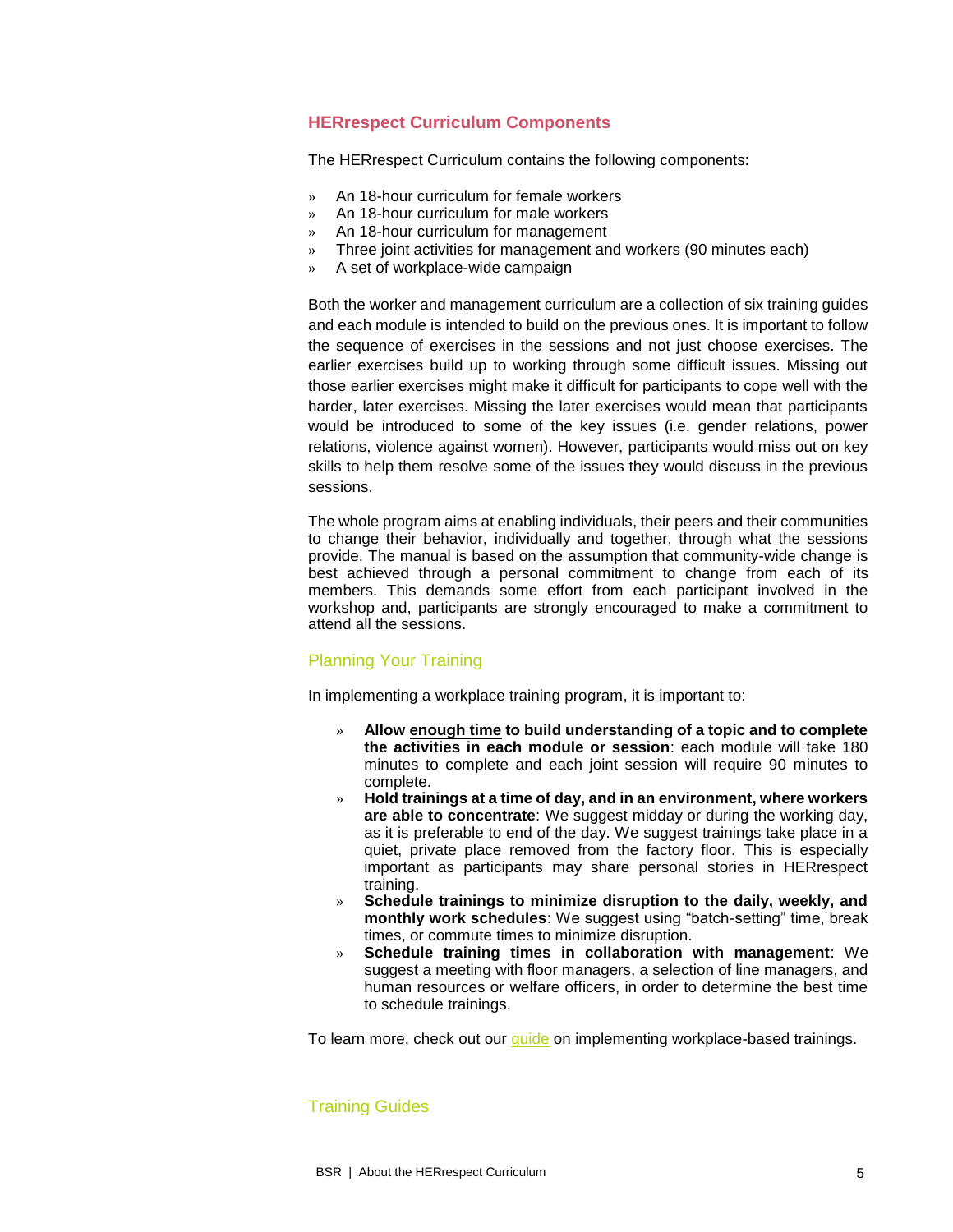## HERrespect Curriculum Components

The HERrespect Curriculum contains the following components:

- An 18-hour curriculum for female workers
- An 18-hour curriculum for male workers
- An 18-hour curriculum for management
- Three joint activities for management and workers (90 minutes each)
- A set of workplace-wide campaign

Both the worker and management curriculum are a collection of six training guides and each module is intended to build on the previous ones. It is important to follow the sequence of exercises in the sessions and not just choose exercises. The earlier exercises build up to working through some difficult issues. Missing out those earlier exercises might make it difficult for participants to cope well with the harder, later exercises. Missing the later exercises would mean that participants would be introduced to some of the key issues (i.e. gender relations, power relations, violence against women). However, participants would miss out on key skills to help them resolve some of the issues they would discuss in the previous sessions.

The whole program aims at enabling individuals, their peers and their communities to change their behavior, individually and together, through what the sessions provide. The manual is based on the assumption that community-wide change is best achieved through a personal commitment to change from each of its members. This demands some effort from each participant involved in the workshop and, participants are strongly encouraged to make a commitment to attend all the sessions.

### Planning Your Training

In implementing a workplace training program, it is important to:

- **Allow enough time to build understanding of a topic and to complete the activities in each module or session**: each module will take 180 minutes to complete and each joint session will require 90 minutes to complete.
- **Hold trainings at a time of day, and in an environment, where workers are able to concentrate**: We suggest midday or during the working day, as it is preferable to end of the day. We suggest trainings take place in a quiet, private place removed from the factory floor. This is especially important as participants may share personal stories in HERrespect training.
- **Schedule trainings to minimize disruption to the daily, weekly, and monthly work schedules**: We suggest using "batch-setting" time, break times, or commute times to minimize disruption.
- **Schedule training times in collaboration with management**: We suggest a meeting with floor managers, a selection of line managers, and human resources or welfare officers, in order to determine the best time to schedule trainings.

To learn more, check out our guide on implementing workplace-based trainings.

### Training Guides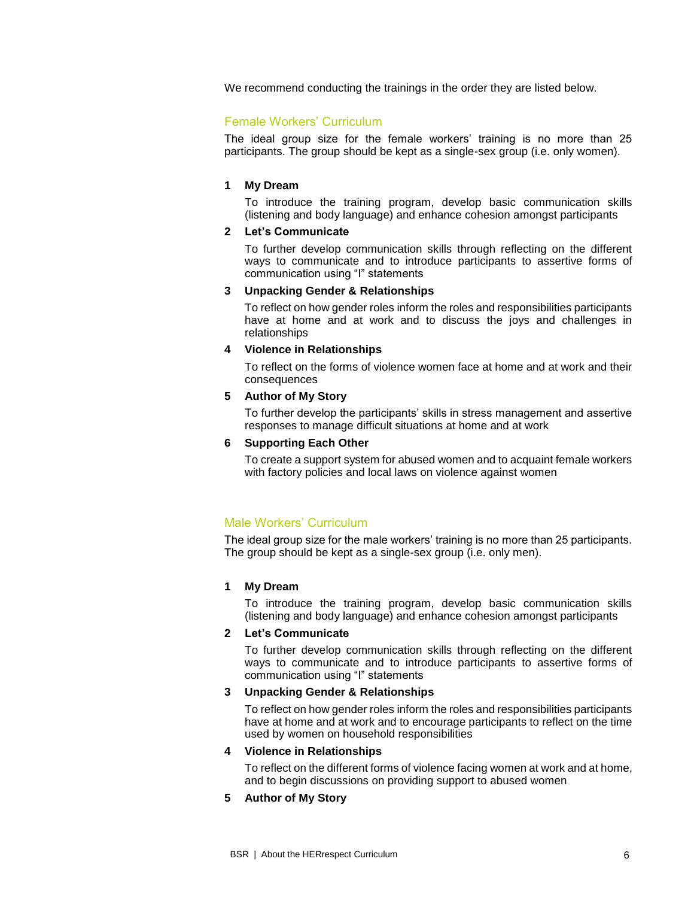We recommend conducting the trainings in the order they are listed below.

## Female Workers' Curriculum

The ideal group size for the female workers' training is no more than 25 participants. The group should be kept as a single-sex group (i.e. only women).

**1 My Dream**

To introduce the training program, develop basic communication skills (listening and body language) and enhance cohesion amongst participants

**2 Let's Communicate**

To further develop communication skills through reflecting on the different ways to communicate and to introduce participants to assertive forms of communication using "I" statements

**3 Unpacking Gender & Relationships**

To reflect on how gender roles inform the roles and responsibilities participants have at home and at work and to discuss the joys and challenges in relationships

**4 Violence in Relationships**

To reflect on the forms of violence women face at home and at work and their consequences

**5 Author of My Story**

To further develop the participants' skills in stress management and assertive responses to manage difficult situations at home and at work

**6 Supporting Each Other**

To create a support system for abused women and to acquaint female workers with factory policies and local laws on violence against women

## Male Workers' Curriculum

The ideal group size for the male workers' training is no more than 25 participants. The group should be kept as a single-sex group (i.e. only men).

**1 My Dream**

To introduce the training program, develop basic communication skills (listening and body language) and enhance cohesion amongst participants

**2 Let's Communicate**

To further develop communication skills through reflecting on the different ways to communicate and to introduce participants to assertive forms of communication using "I" statements

**3 Unpacking Gender & Relationships**

To reflect on how gender roles inform the roles and responsibilities participants have at home and at work and to encourage participants to reflect on the time used by women on household responsibilities

**4 Violence in Relationships**

To reflect on the different forms of violence facing women at work and at home, and to begin discussions on providing support to abused women

**5 Author of My Story**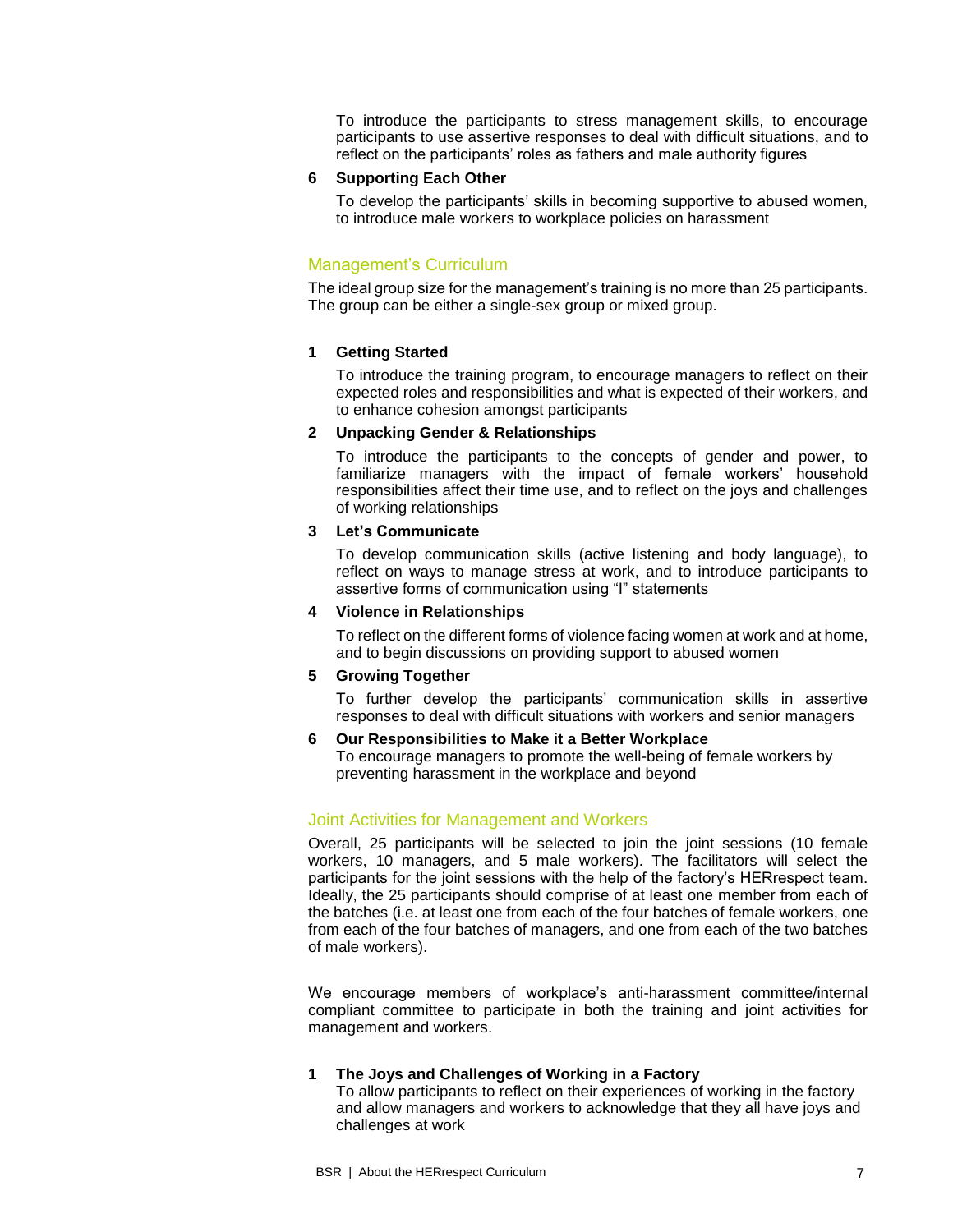To introduce the participants to stress management skills, to encourage participants to use assertive responses to deal with difficult situations, and to reflect on the participants' roles as fathers and male authority figures

**6 Supporting Each Other**

To develop the participants' skills in becoming supportive to abused women, to introduce male workers to workplace policies on harassment

## Management's Curriculum

The ideal group size for the management's training is no more than 25 participants. The group can be either a single-sex group or mixed group.

**1 Getting Started**

To introduce the training program, to encourage managers to reflect on their expected roles and responsibilities and what is expected of their workers, and to enhance cohesion amongst participants

**2 Unpacking Gender & Relationships**

To introduce the participants to the concepts of gender and power, to familiarize managers with the impact of female workers' household responsibilities affect their time use, and to reflect on the joys and challenges of working relationships

**3 Let's Communicate**

To develop communication skills (active listening and body language), to reflect on ways to manage stress at work, and to introduce participants to assertive forms of communication using "I" statements

**4 Violence in Relationships**

To reflect on the different forms of violence facing women at work and at home, and to begin discussions on providing support to abused women

**5 Growing Together**

To further develop the participants' communication skills in assertive responses to deal with difficult situations with workers and senior managers

**6 Our Responsibilities to Make it a Better Workplace**

To encourage managers to promote the well-being of female workers by preventing harassment in the workplace and beyond

## Joint Activities for Management and Workers

Overall, 25 participants will be selected to join the joint sessions (10 female workers, 10 managers, and 5 male workers). The facilitators will select the participants for the joint sessions with the help of the factory's HERrespect team. Ideally, the 25 participants should comprise of at least one member from each of the batches (i.e. at least one from each of the four batches of female workers, one from each of the four batches of managers, and one from each of the two batches of male workers).

We encourage members of workplace's anti-harassment committee/internal compliant committee to participate in both the training and joint activities for management and workers.

**1 The Joys and Challenges of Working in a Factory**

To allow participants to reflect on their experiences of working in the factory and allow managers and workers to acknowledge that they all have joys and challenges at work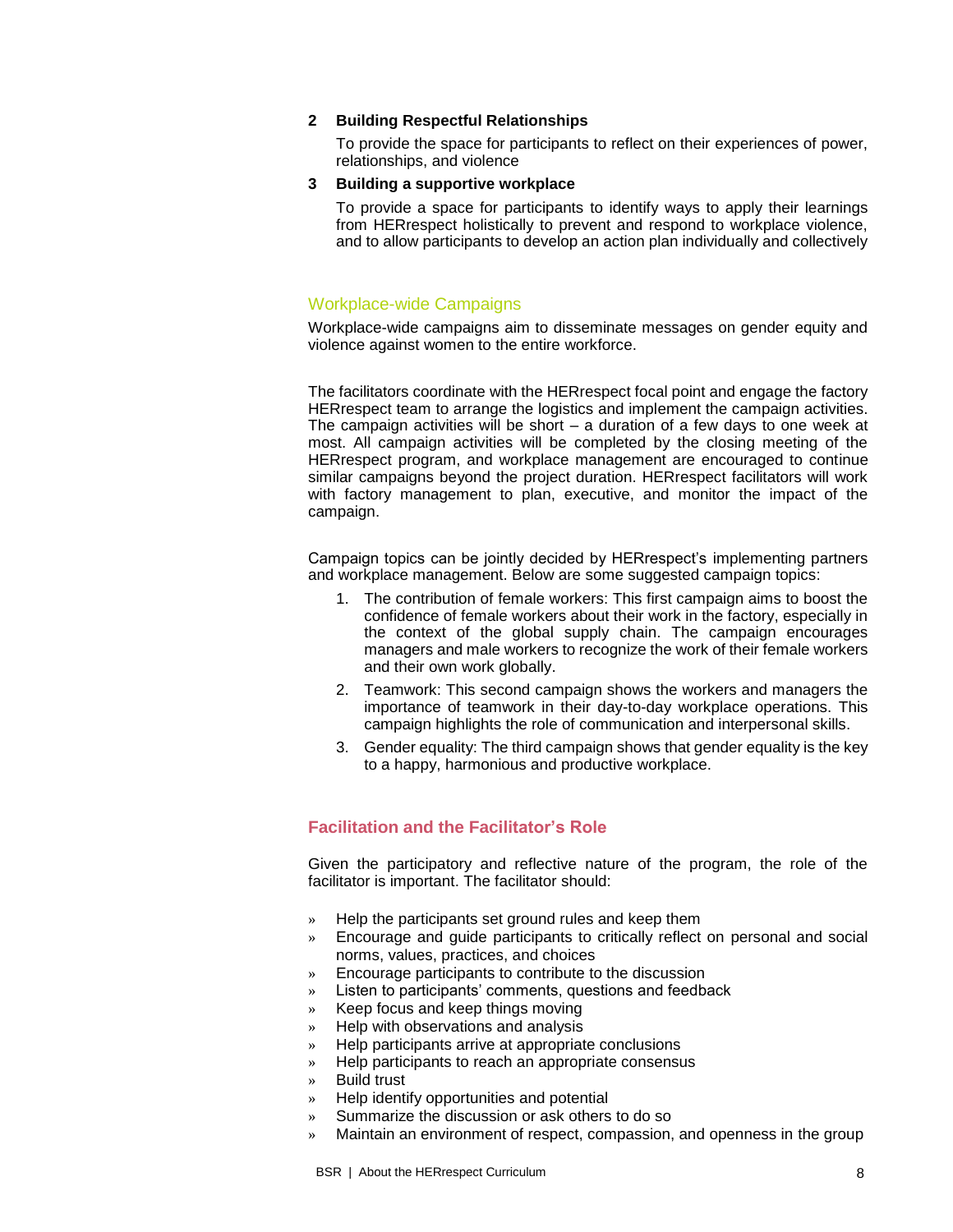**2 Building Respectful Relationships**

To provide the space for participants to reflect on their experiences of power, relationships, and violence

**3 Building a supportive workplace**

To provide a space for participants to identify ways to apply their learnings from HERrespect holistically to prevent and respond to workplace violence, and to allow participants to develop an action plan individually and collectively

### Workplace-wide Campaigns

Workplace-wide campaigns aim to disseminate messages on gender equity and violence against women to the entire workforce.

The facilitators coordinate with the HERrespect focal point and engage the factory HERrespect team to arrange the logistics and implement the campaign activities. The campaign activities will be short – a duration of a few days to one week at most. All campaign activities will be completed by the closing meeting of the HERrespect program, and workplace management are encouraged to continue similar campaigns beyond the project duration. HERrespect facilitators will work with factory management to plan, executive, and monitor the impact of the campaign.

Campaign topics can be jointly decided by HERrespect's implementing partners and workplace management. Below are some suggested campaign topics:

1. The contribution of female workers: This first campaign aims to boost the confidence of female workers about their work in the factory, especially in the context of the global supply chain. The campaign encourages managers and male workers to recognize the work of their female workers and their own work globally.
2. Teamwork: This second campaign shows the workers and managers the importance of teamwork in their day-to-day workplace operations. This campaign highlights the role of communication and interpersonal skills.
3. Gender equality: The third campaign shows that gender equality is the key to a happy, harmonious and productive workplace.

## Facilitation and the Facilitator's Role

Given the participatory and reflective nature of the program, the role of the facilitator is important. The facilitator should:

- Help the participants set ground rules and keep them
- Encourage and guide participants to critically reflect on personal and social norms, values, practices, and choices
- Encourage participants to contribute to the discussion
- Listen to participants' comments, questions and feedback
- Keep focus and keep things moving
- Help with observations and analysis
- Help participants arrive at appropriate conclusions
- Help participants to reach an appropriate consensus
- Build trust
- Help identify opportunities and potential
- Summarize the discussion or ask others to do so
- Maintain an environment of respect, compassion, and openness in the group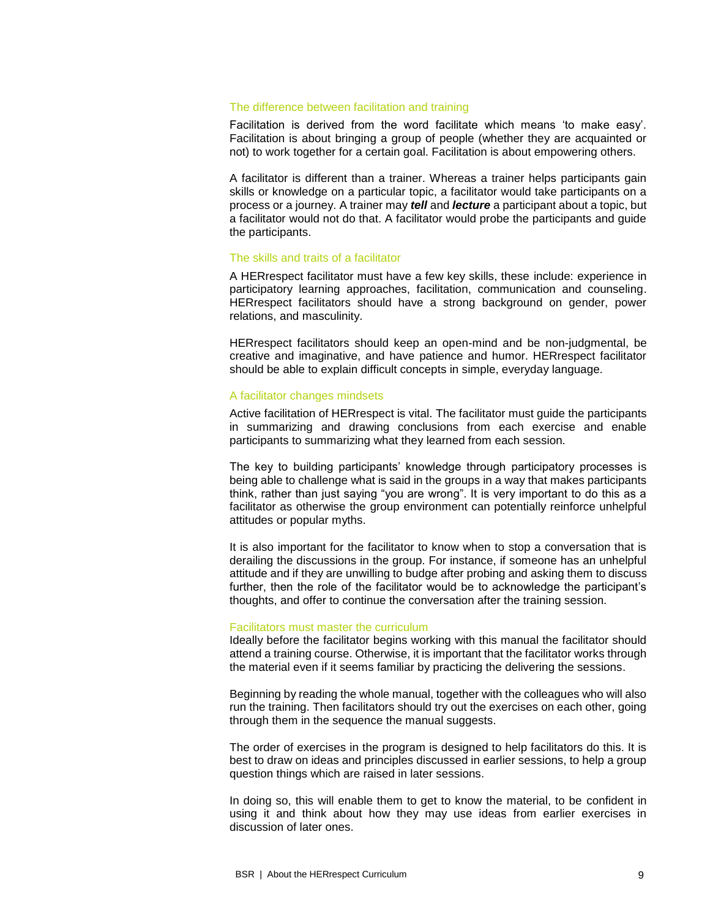### The difference between facilitation and training

Facilitation is derived from the word facilitate which means 'to make easy'. Facilitation is about bringing a group of people (whether they are acquainted or not) to work together for a certain goal. Facilitation is about empowering others.

A facilitator is different than a trainer. Whereas a trainer helps participants gain skills or knowledge on a particular topic, a facilitator would take participants on a process or a journey. A trainer may ***tell*** and ***lecture*** a participant about a topic, but a facilitator would not do that. A facilitator would probe the participants and guide the participants.

### The skills and traits of a facilitator

A HERrespect facilitator must have a few key skills, these include: experience in participatory learning approaches, facilitation, communication and counseling. HERrespect facilitators should have a strong background on gender, power relations, and masculinity.

HERrespect facilitators should keep an open-mind and be non-judgmental, be creative and imaginative, and have patience and humor. HERrespect facilitator should be able to explain difficult concepts in simple, everyday language.

### A facilitator changes mindsets

Active facilitation of HERrespect is vital. The facilitator must guide the participants in summarizing and drawing conclusions from each exercise and enable participants to summarizing what they learned from each session.

The key to building participants' knowledge through participatory processes is being able to challenge what is said in the groups in a way that makes participants think, rather than just saying "you are wrong". It is very important to do this as a facilitator as otherwise the group environment can potentially reinforce unhelpful attitudes or popular myths.

It is also important for the facilitator to know when to stop a conversation that is derailing the discussions in the group. For instance, if someone has an unhelpful attitude and if they are unwilling to budge after probing and asking them to discuss further, then the role of the facilitator would be to acknowledge the participant's thoughts, and offer to continue the conversation after the training session.

### Facilitators must master the curriculum

Ideally before the facilitator begins working with this manual the facilitator should attend a training course. Otherwise, it is important that the facilitator works through the material even if it seems familiar by practicing the delivering the sessions.

Beginning by reading the whole manual, together with the colleagues who will also run the training. Then facilitators should try out the exercises on each other, going through them in the sequence the manual suggests.

The order of exercises in the program is designed to help facilitators do this. It is best to draw on ideas and principles discussed in earlier sessions, to help a group question things which are raised in later sessions.

In doing so, this will enable them to get to know the material, to be confident in using it and think about how they may use ideas from earlier exercises in discussion of later ones.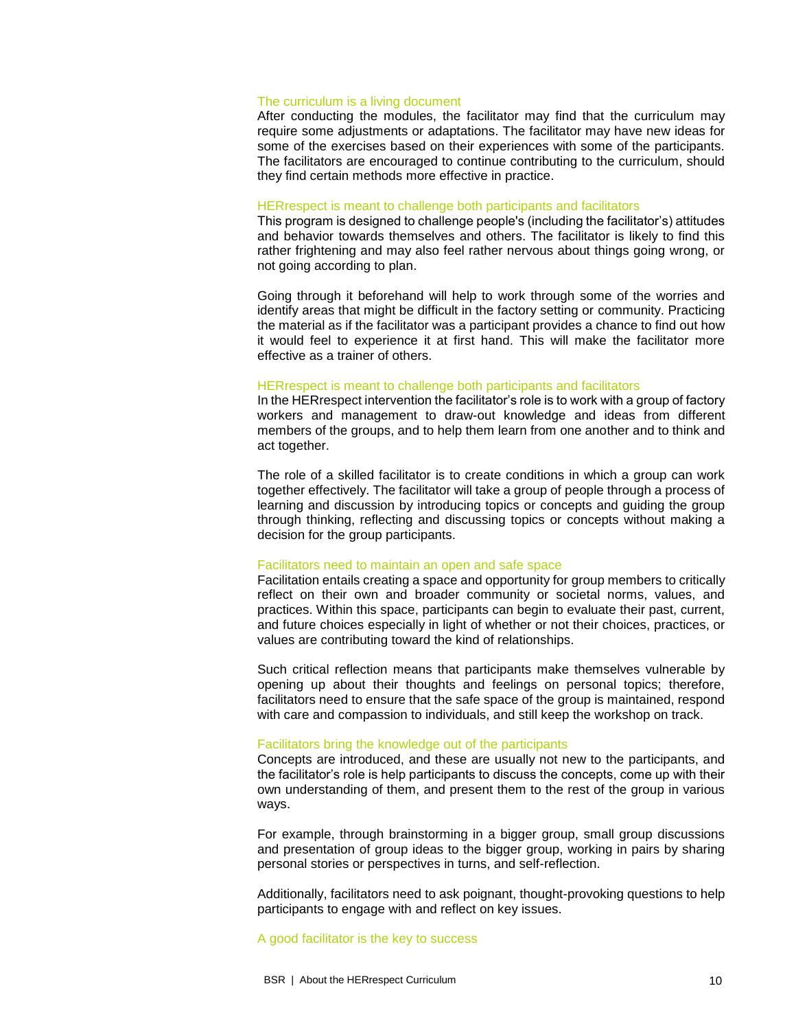### The curriculum is a living document

After conducting the modules, the facilitator may find that the curriculum may require some adjustments or adaptations. The facilitator may have new ideas for some of the exercises based on their experiences with some of the participants. The facilitators are encouraged to continue contributing to the curriculum, should they find certain methods more effective in practice.

### HERrespect is meant to challenge both participants and facilitators

This program is designed to challenge people's (including the facilitator's) attitudes and behavior towards themselves and others. The facilitator is likely to find this rather frightening and may also feel rather nervous about things going wrong, or not going according to plan.

Going through it beforehand will help to work through some of the worries and identify areas that might be difficult in the factory setting or community. Practicing the material as if the facilitator was a participant provides a chance to find out how it would feel to experience it at first hand. This will make the facilitator more effective as a trainer of others.

### HERrespect is meant to challenge both participants and facilitators

In the HERrespect intervention the facilitator's role is to work with a group of factory workers and management to draw-out knowledge and ideas from different members of the groups, and to help them learn from one another and to think and act together.

The role of a skilled facilitator is to create conditions in which a group can work together effectively. The facilitator will take a group of people through a process of learning and discussion by introducing topics or concepts and guiding the group through thinking, reflecting and discussing topics or concepts without making a decision for the group participants.

### Facilitators need to maintain an open and safe space

Facilitation entails creating a space and opportunity for group members to critically reflect on their own and broader community or societal norms, values, and practices. Within this space, participants can begin to evaluate their past, current, and future choices especially in light of whether or not their choices, practices, or values are contributing toward the kind of relationships.

Such critical reflection means that participants make themselves vulnerable by opening up about their thoughts and feelings on personal topics; therefore, facilitators need to ensure that the safe space of the group is maintained, respond with care and compassion to individuals, and still keep the workshop on track.

### Facilitators bring the knowledge out of the participants

Concepts are introduced, and these are usually not new to the participants, and the facilitator's role is help participants to discuss the concepts, come up with their own understanding of them, and present them to the rest of the group in various ways.

For example, through brainstorming in a bigger group, small group discussions and presentation of group ideas to the bigger group, working in pairs by sharing personal stories or perspectives in turns, and self-reflection.

Additionally, facilitators need to ask poignant, thought-provoking questions to help participants to engage with and reflect on key issues.

### A good facilitator is the key to success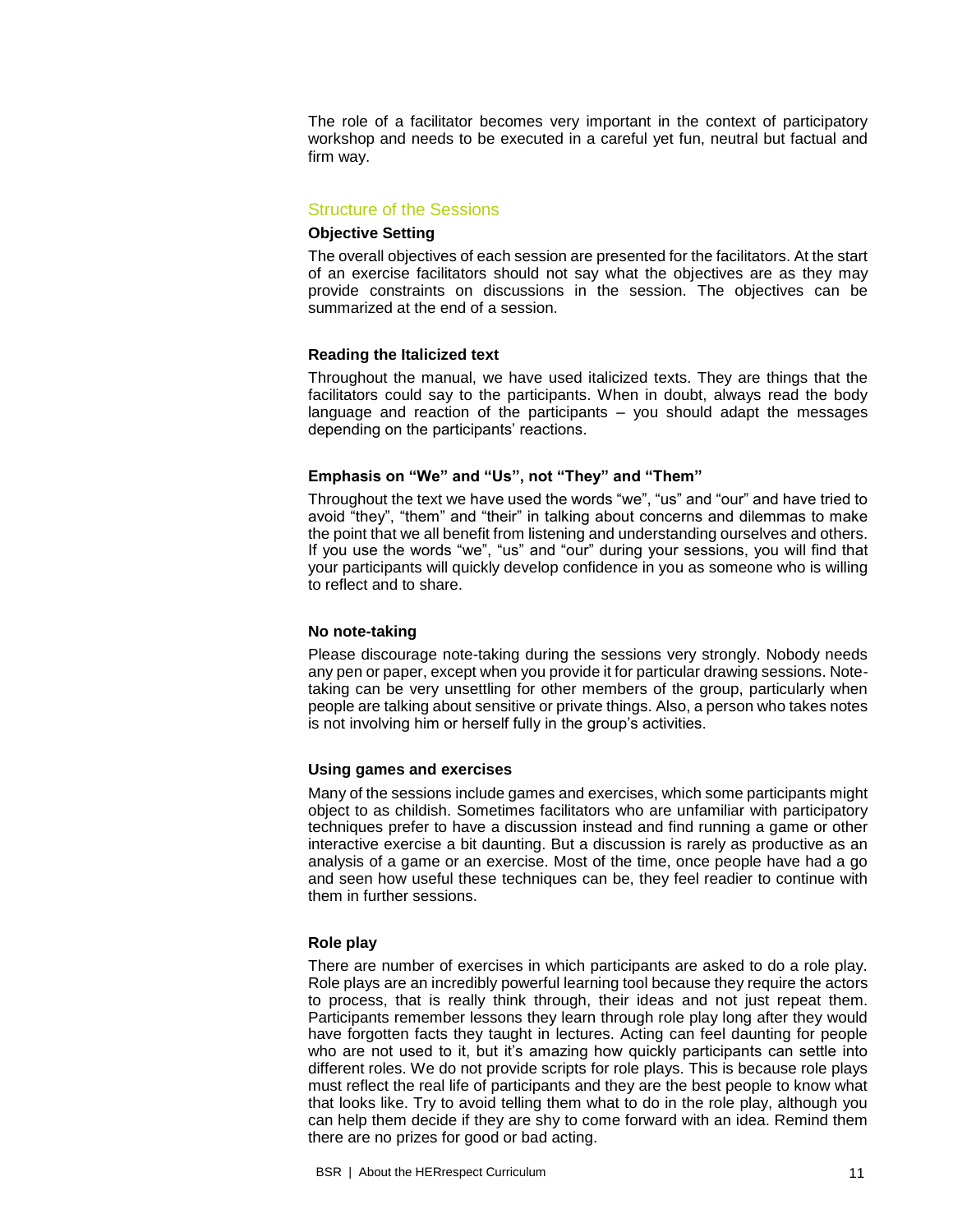The role of a facilitator becomes very important in the context of participatory workshop and needs to be executed in a careful yet fun, neutral but factual and firm way.

## Structure of the Sessions

### Objective Setting

The overall objectives of each session are presented for the facilitators. At the start of an exercise facilitators should not say what the objectives are as they may provide constraints on discussions in the session. The objectives can be summarized at the end of a session.

### Reading the Italicized text

Throughout the manual, we have used italicized texts. They are things that the facilitators could say to the participants. When in doubt, always read the body language and reaction of the participants – you should adapt the messages depending on the participants' reactions.

### Emphasis on "We" and "Us", not "They" and "Them"

Throughout the text we have used the words "we", "us" and "our" and have tried to avoid "they", "them" and "their" in talking about concerns and dilemmas to make the point that we all benefit from listening and understanding ourselves and others. If you use the words "we", "us" and "our" during your sessions, you will find that your participants will quickly develop confidence in you as someone who is willing to reflect and to share.

### No note-taking

Please discourage note-taking during the sessions very strongly. Nobody needs any pen or paper, except when you provide it for particular drawing sessions. Note-taking can be very unsettling for other members of the group, particularly when people are talking about sensitive or private things. Also, a person who takes notes is not involving him or herself fully in the group's activities.

### Using games and exercises

Many of the sessions include games and exercises, which some participants might object to as childish. Sometimes facilitators who are unfamiliar with participatory techniques prefer to have a discussion instead and find running a game or other interactive exercise a bit daunting. But a discussion is rarely as productive as an analysis of a game or an exercise. Most of the time, once people have had a go and seen how useful these techniques can be, they feel readier to continue with them in further sessions.

### Role play

There are number of exercises in which participants are asked to do a role play. Role plays are an incredibly powerful learning tool because they require the actors to process, that is really think through, their ideas and not just repeat them. Participants remember lessons they learn through role play long after they would have forgotten facts they taught in lectures. Acting can feel daunting for people who are not used to it, but it's amazing how quickly participants can settle into different roles. We do not provide scripts for role plays. This is because role plays must reflect the real life of participants and they are the best people to know what that looks like. Try to avoid telling them what to do in the role play, although you can help them decide if they are shy to come forward with an idea. Remind them there are no prizes for good or bad acting.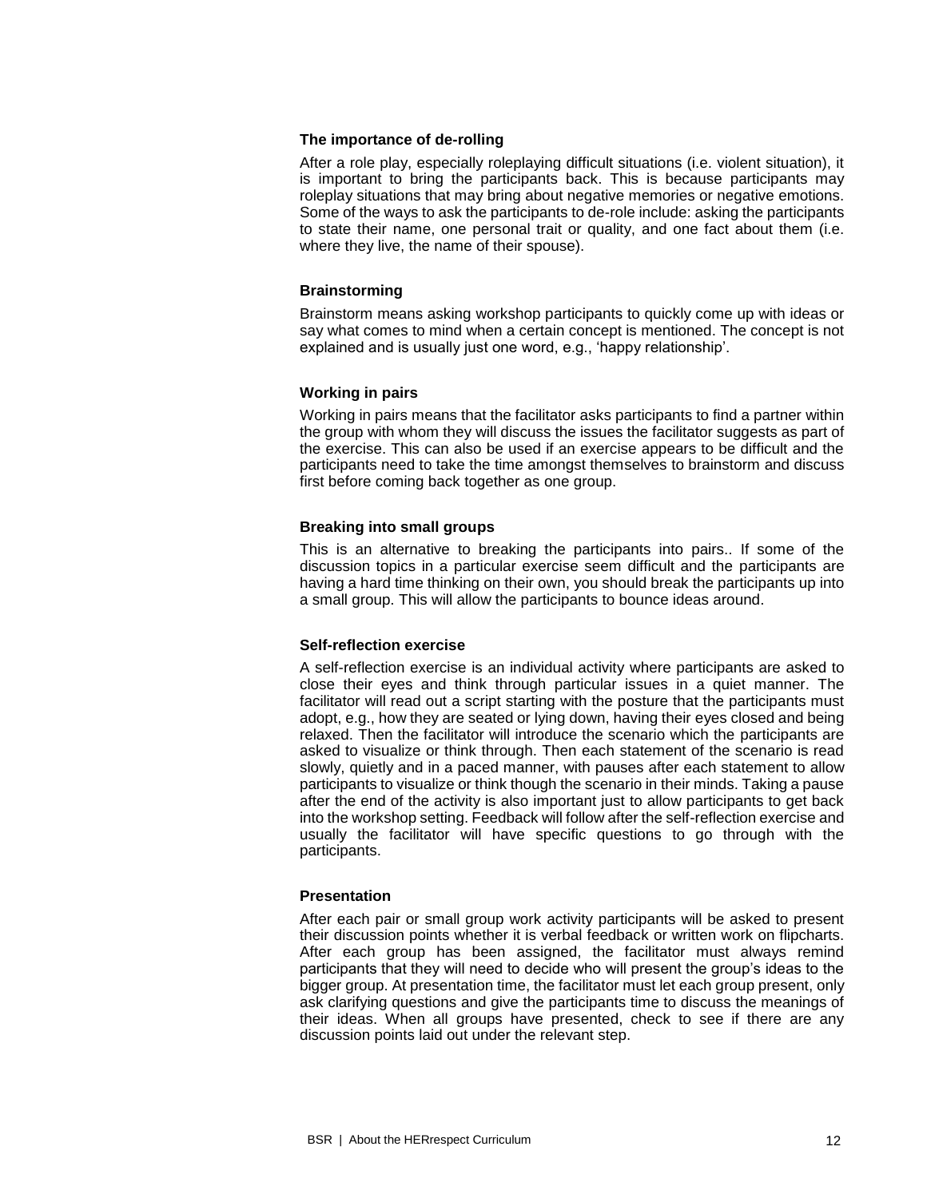### The importance of de-rolling

After a role play, especially roleplaying difficult situations (i.e. violent situation), it is important to bring the participants back. This is because participants may roleplay situations that may bring about negative memories or negative emotions. Some of the ways to ask the participants to de-role include: asking the participants to state their name, one personal trait or quality, and one fact about them (i.e. where they live, the name of their spouse).

### Brainstorming

Brainstorm means asking workshop participants to quickly come up with ideas or say what comes to mind when a certain concept is mentioned. The concept is not explained and is usually just one word, e.g., 'happy relationship'.

### Working in pairs

Working in pairs means that the facilitator asks participants to find a partner within the group with whom they will discuss the issues the facilitator suggests as part of the exercise. This can also be used if an exercise appears to be difficult and the participants need to take the time amongst themselves to brainstorm and discuss first before coming back together as one group.

### Breaking into small groups

This is an alternative to breaking the participants into pairs.. If some of the discussion topics in a particular exercise seem difficult and the participants are having a hard time thinking on their own, you should break the participants up into a small group. This will allow the participants to bounce ideas around.

### Self-reflection exercise

A self-reflection exercise is an individual activity where participants are asked to close their eyes and think through particular issues in a quiet manner. The facilitator will read out a script starting with the posture that the participants must adopt, e.g., how they are seated or lying down, having their eyes closed and being relaxed. Then the facilitator will introduce the scenario which the participants are asked to visualize or think through. Then each statement of the scenario is read slowly, quietly and in a paced manner, with pauses after each statement to allow participants to visualize or think though the scenario in their minds. Taking a pause after the end of the activity is also important just to allow participants to get back into the workshop setting. Feedback will follow after the self-reflection exercise and usually the facilitator will have specific questions to go through with the participants.

### Presentation

After each pair or small group work activity participants will be asked to present their discussion points whether it is verbal feedback or written work on flipcharts. After each group has been assigned, the facilitator must always remind participants that they will need to decide who will present the group's ideas to the bigger group. At presentation time, the facilitator must let each group present, only ask clarifying questions and give the participants time to discuss the meanings of their ideas. When all groups have presented, check to see if there are any discussion points laid out under the relevant step.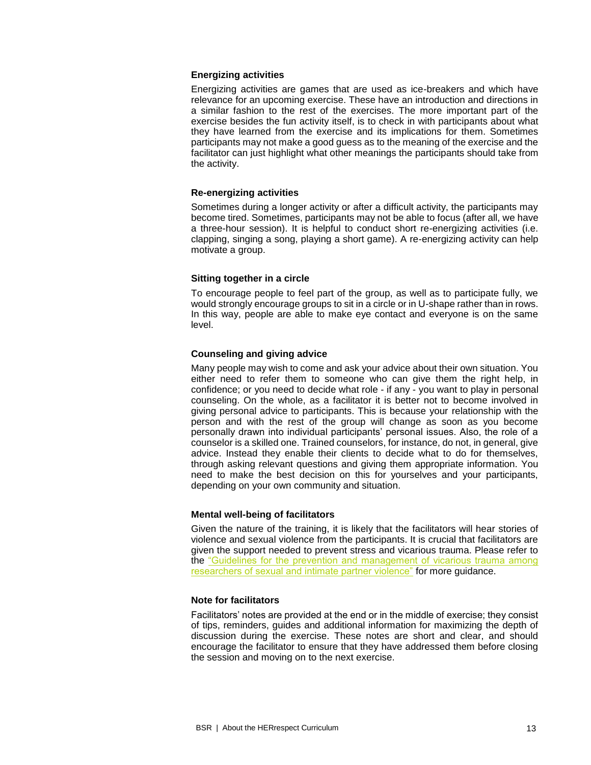### Energizing activities

Energizing activities are games that are used as ice-breakers and which have relevance for an upcoming exercise. These have an introduction and directions in a similar fashion to the rest of the exercises. The more important part of the exercise besides the fun activity itself, is to check in with participants about what they have learned from the exercise and its implications for them. Sometimes participants may not make a good guess as to the meaning of the exercise and the facilitator can just highlight what other meanings the participants should take from the activity.

### Re-energizing activities

Sometimes during a longer activity or after a difficult activity, the participants may become tired. Sometimes, participants may not be able to focus (after all, we have a three-hour session). It is helpful to conduct short re-energizing activities (i.e. clapping, singing a song, playing a short game). A re-energizing activity can help motivate a group.

### Sitting together in a circle

To encourage people to feel part of the group, as well as to participate fully, we would strongly encourage groups to sit in a circle or in U-shape rather than in rows. In this way, people are able to make eye contact and everyone is on the same level.

### Counseling and giving advice

Many people may wish to come and ask your advice about their own situation. You either need to refer them to someone who can give them the right help, in confidence; or you need to decide what role - if any - you want to play in personal counseling. On the whole, as a facilitator it is better not to become involved in giving personal advice to participants. This is because your relationship with the person and with the rest of the group will change as soon as you become personally drawn into individual participants' personal issues. Also, the role of a counselor is a skilled one. Trained counselors, for instance, do not, in general, give advice. Instead they enable their clients to decide what to do for themselves, through asking relevant questions and giving them appropriate information. You need to make the best decision on this for yourselves and your participants, depending on your own community and situation.

### Mental well-being of facilitators

Given the nature of the training, it is likely that the facilitators will hear stories of violence and sexual violence from the participants. It is crucial that facilitators are given the support needed to prevent stress and vicarious trauma. Please refer to the "Guidelines for the prevention and management of vicarious trauma among researchers of sexual and intimate partner violence" for more guidance.

### Note for facilitators

Facilitators' notes are provided at the end or in the middle of exercise; they consist of tips, reminders, guides and additional information for maximizing the depth of discussion during the exercise. These notes are short and clear, and should encourage the facilitator to ensure that they have addressed them before closing the session and moving on to the next exercise.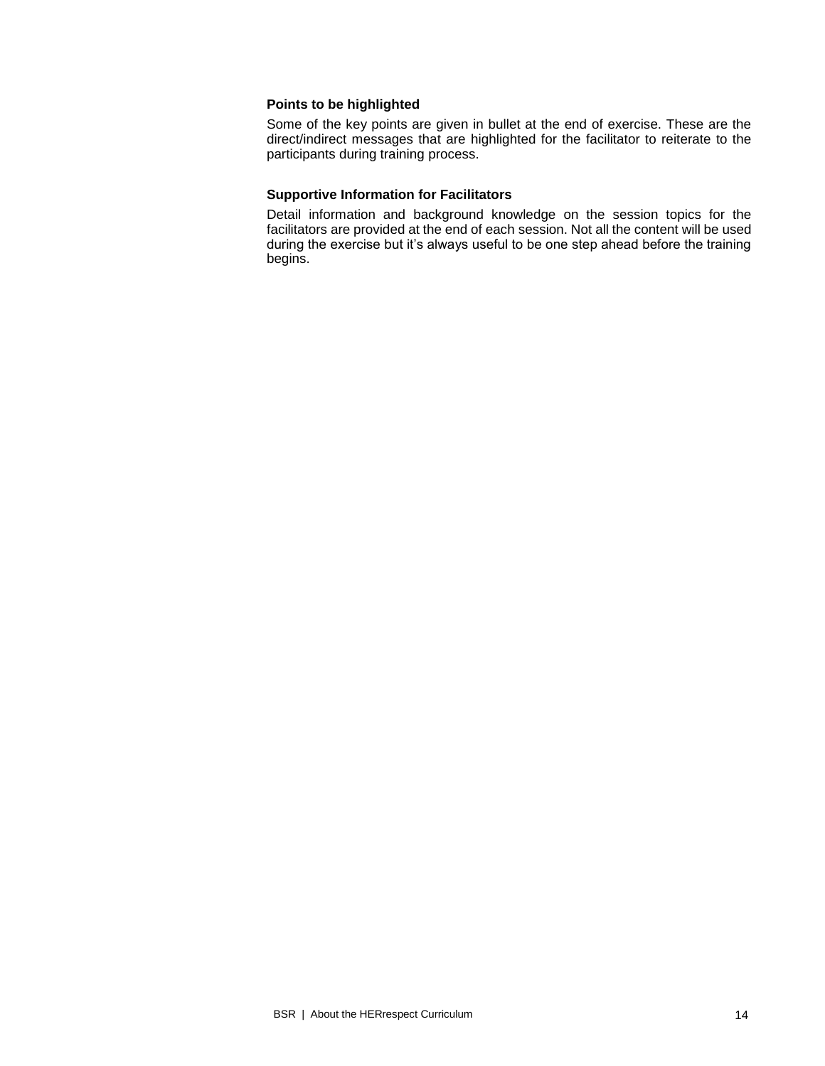### Points to be highlighted

Some of the key points are given in bullet at the end of exercise. These are the direct/indirect messages that are highlighted for the facilitator to reiterate to the participants during training process.

### Supportive Information for Facilitators

Detail information and background knowledge on the session topics for the facilitators are provided at the end of each session. Not all the content will be used during the exercise but it's always useful to be one step ahead before the training begins.